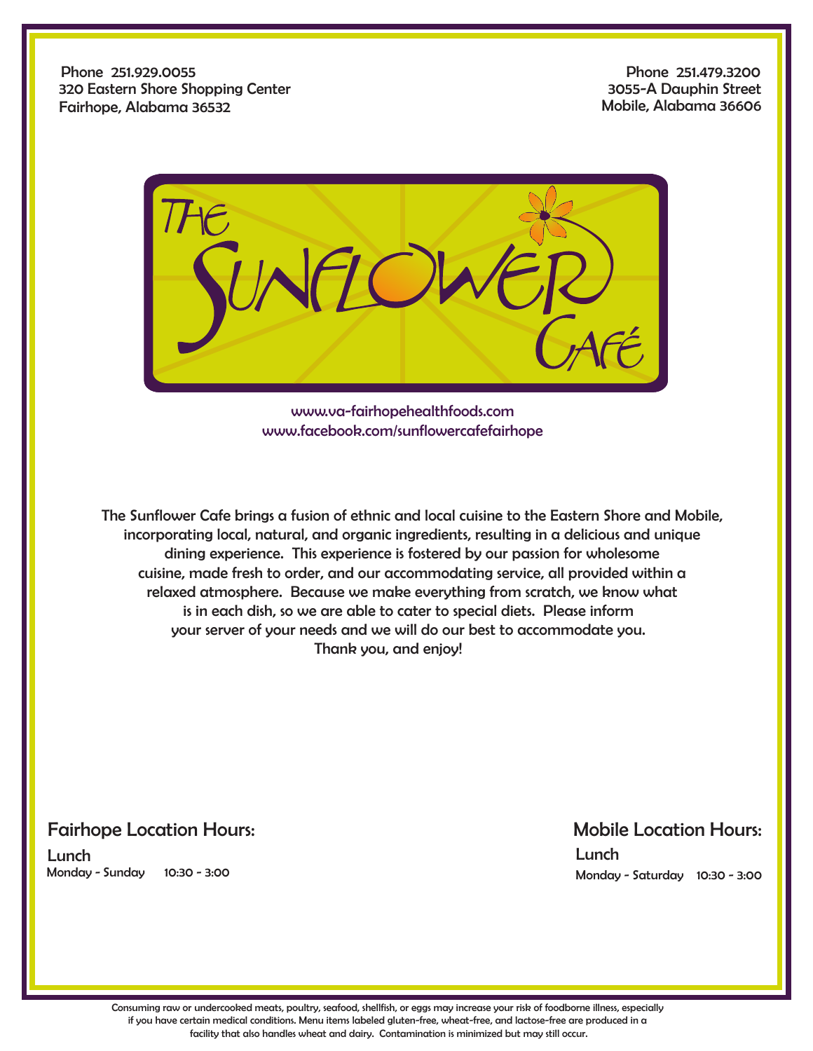Phone 251.929.0055
320 Eastern Shore Shopping Center
Fairhope, Alabama 36532

Phone 251.479.3200
3055-A Dauphin Street
Mobile, Alabama 36606

# The Sunflower Café

www.va-fairhopehealthfoods.com
www.facebook.com/sunflowercafefairhope

The Sunflower Cafe brings a fusion of ethnic and local cuisine to the Eastern Shore and Mobile, incorporating local, natural, and organic ingredients, resulting in a delicious and unique dining experience. This experience is fostered by our passion for wholesome cuisine, made fresh to order, and our accommodating service, all provided within a relaxed atmosphere. Because we make everything from scratch, we know what is in each dish, so we are able to cater to special diets. Please inform your server of your needs and we will do our best to accommodate you. Thank you, and enjoy!

## Fairhope Location Hours:

**Lunch**
Monday - Sunday 10:30 - 3:00

## Mobile Location Hours:

**Lunch**
Monday - Saturday 10:30 - 3:00

Consuming raw or undercooked meats, poultry, seafood, shellfish, or eggs may increase your risk of foodborne illness, especially if you have certain medical conditions. Menu items labeled gluten-free, wheat-free, and lactose-free are produced in a facility that also handles wheat and dairy. Contamination is minimized but may still occur.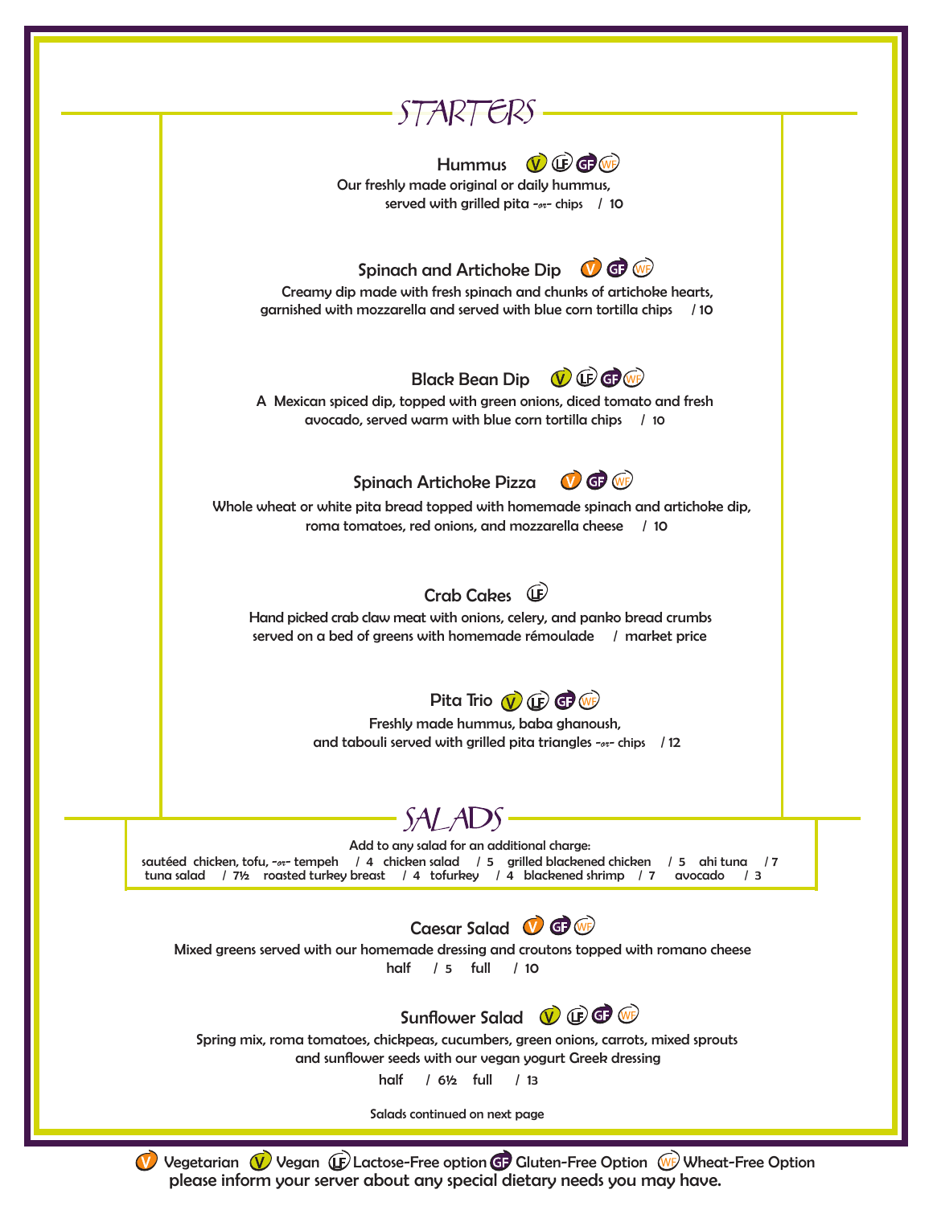# STARTERS

### Hummus (V) (LF) (GF) (WF)

Our freshly made original or daily hummus, served with grilled pita -or- chips / 10

### Spinach and Artichoke Dip (V) (GF) (WF)

Creamy dip made with fresh spinach and chunks of artichoke hearts, garnished with mozzarella and served with blue corn tortilla chips / 10

### Black Bean Dip (V) (LF) (GF) (WF)

A Mexican spiced dip, topped with green onions, diced tomato and fresh avocado, served warm with blue corn tortilla chips / 10

### Spinach Artichoke Pizza (V) (GF) (WF)

Whole wheat or white pita bread topped with homemade spinach and artichoke dip, roma tomatoes, red onions, and mozzarella cheese / 10

### Crab Cakes (LF)

Hand picked crab claw meat with onions, celery, and panko bread crumbs served on a bed of greens with homemade rémoulade / market price

### Pita Trio (V) (LF) (GF) (WF)

Freshly made hummus, baba ghanoush, and tabouli served with grilled pita triangles -or- chips / 12

# SALADS

Add to any salad for an additional charge:
sautéed chicken, tofu, -or- tempeh / 4 chicken salad / 5 grilled blackened chicken / 5 ahi tuna / 7
tuna salad / 7½ roasted turkey breast / 4 tofurkey / 4 blackened shrimp / 7 avocado / 3

### Caesar Salad (V) (GF) (WF)

Mixed greens served with our homemade dressing and croutons topped with romano cheese
half / 5 full / 10

### Sunflower Salad (V) (LF) (GF) (WF)

Spring mix, roma tomatoes, chickpeas, cucumbers, green onions, carrots, mixed sprouts and sunflower seeds with our vegan yogurt Greek dressing
half / 6½ full / 13

Salads continued on next page

(V) Vegetarian (V) Vegan (LF) Lactose-Free option (GF) Gluten-Free Option (WF) Wheat-Free Option
please inform your server about any special dietary needs you may have.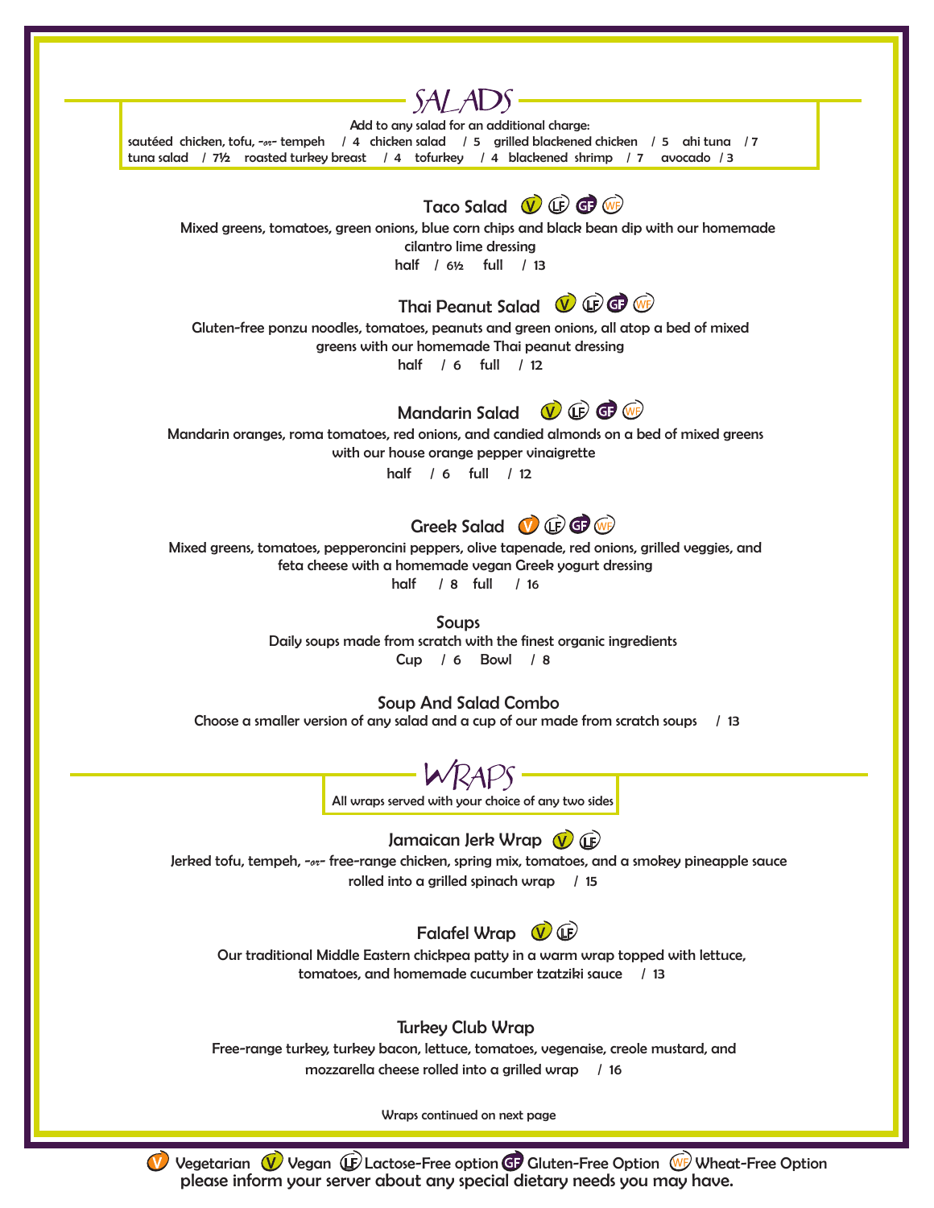# SALADS

Add to any salad for an additional charge:
sautéed chicken, tofu, -or- tempeh / 4 chicken salad / 5 grilled blackened chicken / 5 ahi tuna / 7
tuna salad / 7½ roasted turkey breast / 4 tofurkey / 4 blackened shrimp / 7 avocado / 3

### Taco Salad (V) (LF) (GF) (WF)

Mixed greens, tomatoes, green onions, blue corn chips and black bean dip with our homemade cilantro lime dressing

half / 6½ full / 13

### Thai Peanut Salad (V) (LF) (GF) (WF)

Gluten-free ponzu noodles, tomatoes, peanuts and green onions, all atop a bed of mixed greens with our homemade Thai peanut dressing

half / 6 full / 12

### Mandarin Salad (V) (LF) (GF) (WF)

Mandarin oranges, roma tomatoes, red onions, and candied almonds on a bed of mixed greens with our house orange pepper vinaigrette

half / 6 full / 12

### Greek Salad (V) (LF) (GF) (WF)

Mixed greens, tomatoes, pepperoncini peppers, olive tapenade, red onions, grilled veggies, and feta cheese with a homemade vegan Greek yogurt dressing

half / 8 full / 16

### Soups

Daily soups made from scratch with the finest organic ingredients

Cup / 6 Bowl / 8

### Soup And Salad Combo

Choose a smaller version of any salad and a cup of our made from scratch soups / 13

# WRAPS

All wraps served with your choice of any two sides

### Jamaican Jerk Wrap (V) (LF)

Jerked tofu, tempeh, -or- free-range chicken, spring mix, tomatoes, and a smokey pineapple sauce rolled into a grilled spinach wrap / 15

### Falafel Wrap (V) (LF)

Our traditional Middle Eastern chickpea patty in a warm wrap topped with lettuce, tomatoes, and homemade cucumber tzatziki sauce / 13

### Turkey Club Wrap

Free-range turkey, turkey bacon, lettuce, tomatoes, vegenaise, creole mustard, and mozzarella cheese rolled into a grilled wrap / 16

Wraps continued on next page

(V) Vegetarian (V) Vegan (LF) Lactose-Free option (GF) Gluten-Free Option (WF) Wheat-Free Option
please inform your server about any special dietary needs you may have.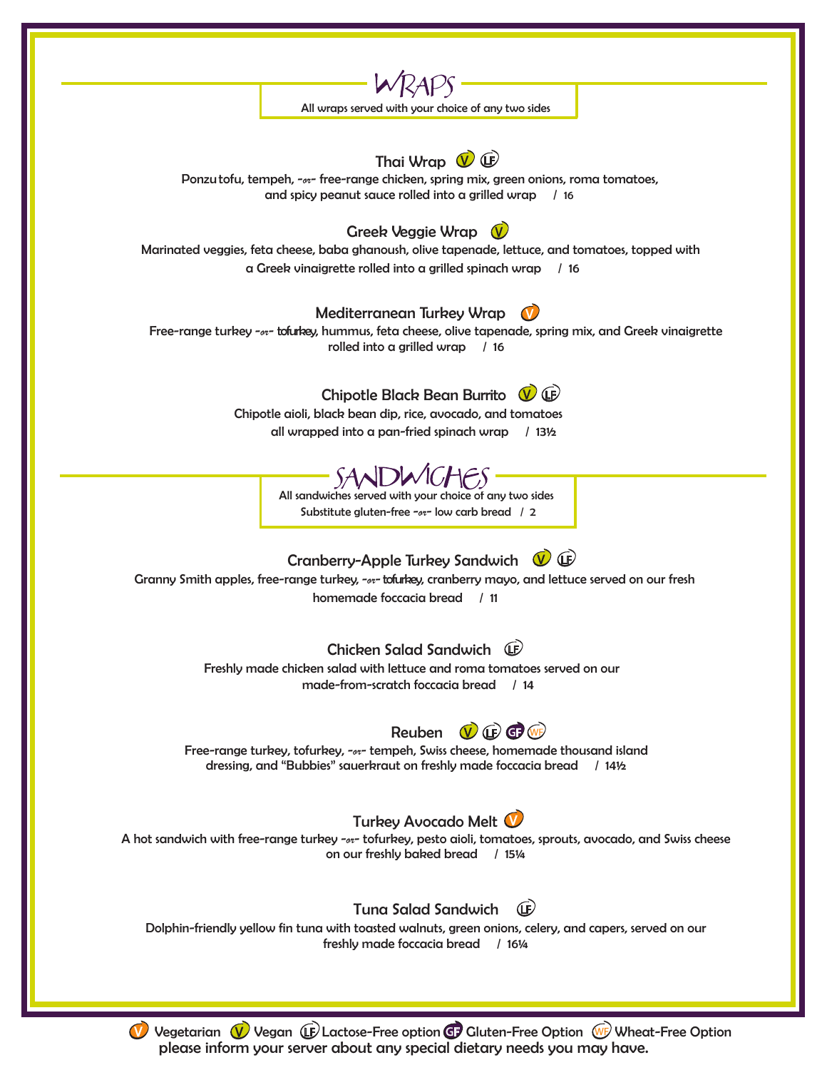## WRAPS

All wraps served with your choice of any two sides

### Thai Wrap (V) (LF)

Ponzu tofu, tempeh, -or- free-range chicken, spring mix, green onions, roma tomatoes, and spicy peanut sauce rolled into a grilled wrap / 16

### Greek Veggie Wrap (V)

Marinated veggies, feta cheese, baba ghanoush, olive tapenade, lettuce, and tomatoes, topped with a Greek vinaigrette rolled into a grilled spinach wrap / 16

### Mediterranean Turkey Wrap (V)

Free-range turkey -or- tofurkey, hummus, feta cheese, olive tapenade, spring mix, and Greek vinaigrette rolled into a grilled wrap / 16

### Chipotle Black Bean Burrito (V) (LF)

Chipotle aioli, black bean dip, rice, avocado, and tomatoes all wrapped into a pan-fried spinach wrap / 13½

## SANDWICHES

All sandwiches served with your choice of any two sides

Substitute gluten-free -or- low carb bread / 2

### Cranberry-Apple Turkey Sandwich (V) (LF)

Granny Smith apples, free-range turkey, -or- tofurkey, cranberry mayo, and lettuce served on our fresh homemade foccacia bread / 11

### Chicken Salad Sandwich (LF)

Freshly made chicken salad with lettuce and roma tomatoes served on our made-from-scratch foccacia bread / 14

### Reuben (V) (LF) (GF) (WF)

Free-range turkey, tofurkey, -or- tempeh, Swiss cheese, homemade thousand island dressing, and "Bubbies" sauerkraut on freshly made foccacia bread / 14½

### Turkey Avocado Melt (V)

A hot sandwich with free-range turkey -or- tofurkey, pesto aioli, tomatoes, sprouts, avocado, and Swiss cheese on our freshly baked bread / 15¼

### Tuna Salad Sandwich (LF)

Dolphin-friendly yellow fin tuna with toasted walnuts, green onions, celery, and capers, served on our freshly made foccacia bread / 16¼

(V) Vegetarian (V) Vegan (LF) Lactose-Free option (GF) Gluten-Free Option (WF) Wheat-Free Option

please inform your server about any special dietary needs you may have.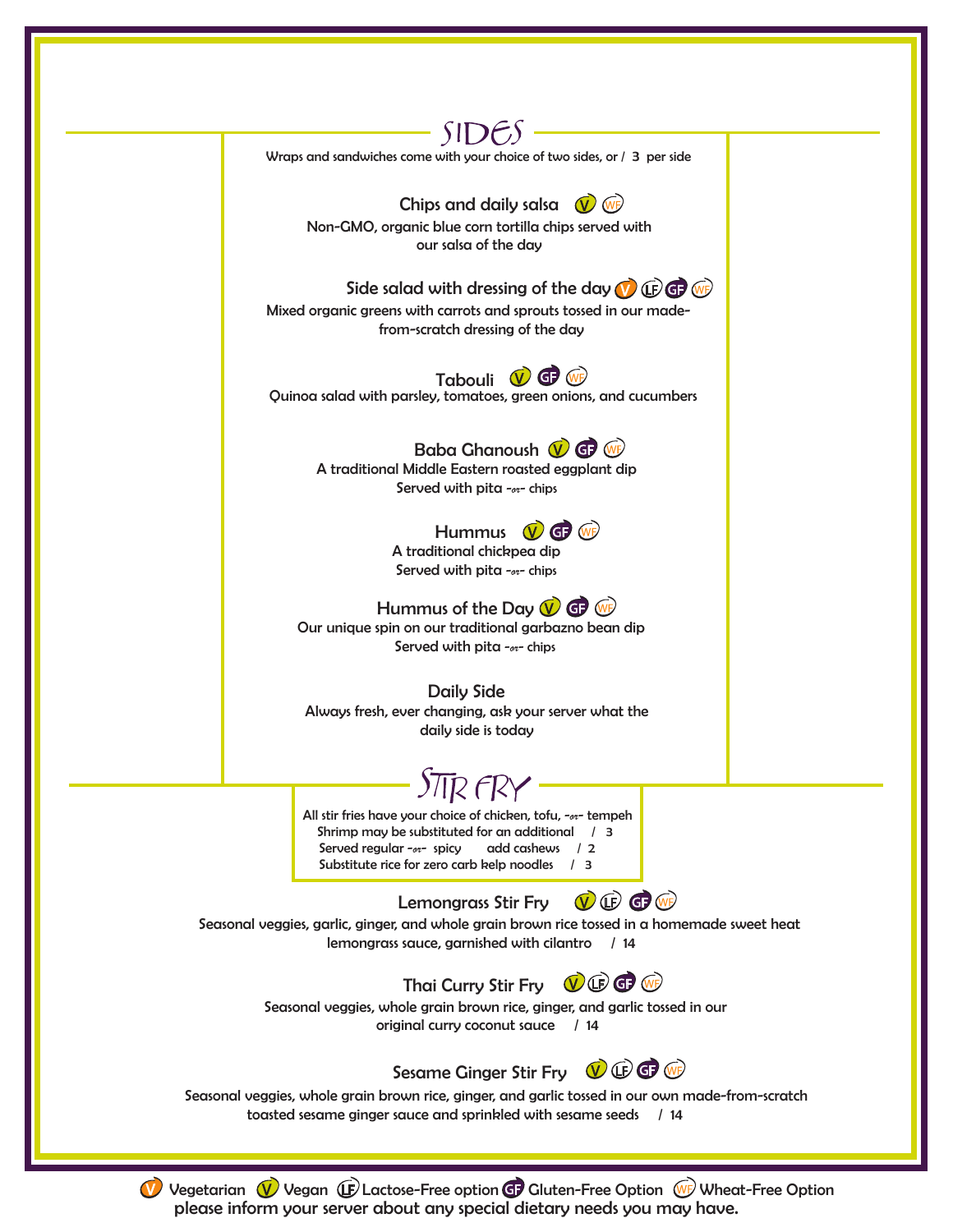## SIDES

Wraps and sandwiches come with your choice of two sides, or / 3 per side

**Chips and daily salsa** (V) (WF)
Non-GMO, organic blue corn tortilla chips served with our salsa of the day

**Side salad with dressing of the day** (V) (LF) (GF) (WF)
Mixed organic greens with carrots and sprouts tossed in our made-from-scratch dressing of the day

**Tabouli** (V) (GF) (WF)
Quinoa salad with parsley, tomatoes, green onions, and cucumbers

**Baba Ghanoush** (V) (GF) (WF)
A traditional Middle Eastern roasted eggplant dip
Served with pita -or- chips

**Hummus** (V) (GF) (WF)
A traditional chickpea dip
Served with pita -or- chips

**Hummus of the Day** (V) (GF) (WF)
Our unique spin on our traditional garbazno bean dip
Served with pita -or- chips

**Daily Side**
Always fresh, ever changing, ask your server what the daily side is today

## STIR FRY

All stir fries have your choice of chicken, tofu, -or- tempeh
Shrimp may be substituted for an additional / 3
Served regular -or- spicy add cashews / 2
Substitute rice for zero carb kelp noodles / 3

**Lemongrass Stir Fry** (V) (LF) (GF) (WF)
Seasonal veggies, garlic, ginger, and whole grain brown rice tossed in a homemade sweet heat lemongrass sauce, garnished with cilantro / 14

**Thai Curry Stir Fry** (V) (LF) (GF) (WF)
Seasonal veggies, whole grain brown rice, ginger, and garlic tossed in our original curry coconut sauce / 14

**Sesame Ginger Stir Fry** (V) (LF) (GF) (WF)
Seasonal veggies, whole grain brown rice, ginger, and garlic tossed in our own made-from-scratch toasted sesame ginger sauce and sprinkled with sesame seeds / 14

(V) Vegetarian (V) Vegan (LF) Lactose-Free option (GF) Gluten-Free Option (WF) Wheat-Free Option
please inform your server about any special dietary needs you may have.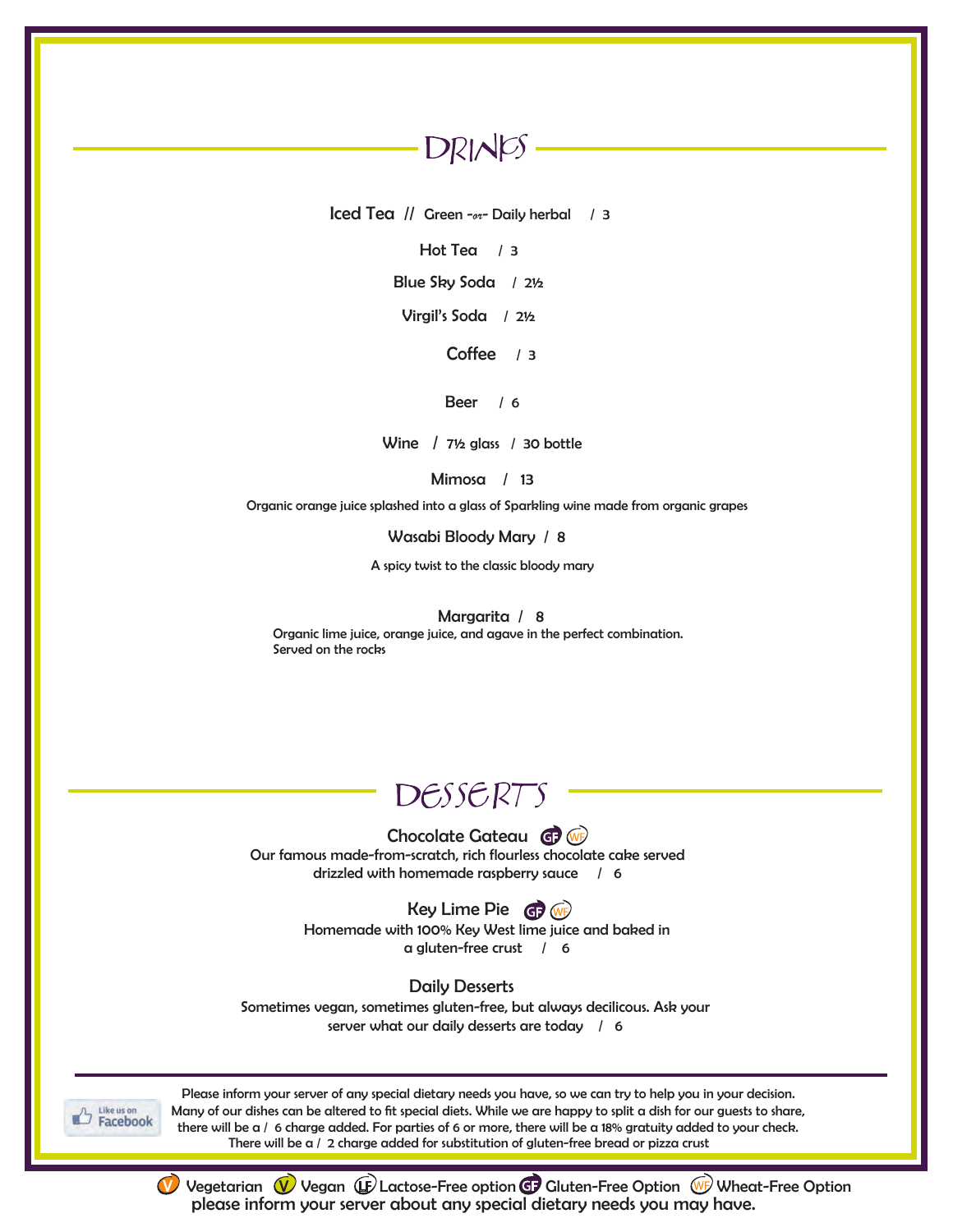## DRINKS

Iced Tea // Green -or- Daily herbal / 3

Hot Tea / 3

Blue Sky Soda / 2½

Virgil's Soda / 2½

Coffee / 3

Beer / 6

Wine / 7½ glass / 30 bottle

Mimosa / 13

Organic orange juice splashed into a glass of Sparkling wine made from organic grapes

Wasabi Bloody Mary / 8

A spicy twist to the classic bloody mary

Margarita / 8

Organic lime juice, orange juice, and agave in the perfect combination.
Served on the rocks

## DESSERTS

**Chocolate Gateau** GF WF

Our famous made-from-scratch, rich flourless chocolate cake served drizzled with homemade raspberry sauce / 6

**Key Lime Pie** GF WF

Homemade with 100% Key West lime juice and baked in a gluten-free crust / 6

**Daily Desserts**

Sometimes vegan, sometimes gluten-free, but always decilicous. Ask your server what our daily desserts are today / 6

---

Like us on Facebook

Please inform your server of any special dietary needs you have, so we can try to help you in your decision. Many of our dishes can be altered to fit special diets. While we are happy to split a dish for our guests to share, there will be a / 6 charge added. For parties of 6 or more, there will be a 18% gratuity added to your check. There will be a / 2 charge added for substitution of gluten-free bread or pizza crust

V Vegetarian V Vegan LF Lactose-Free option GF Gluten-Free Option WF Wheat-Free Option

please inform your server about any special dietary needs you may have.